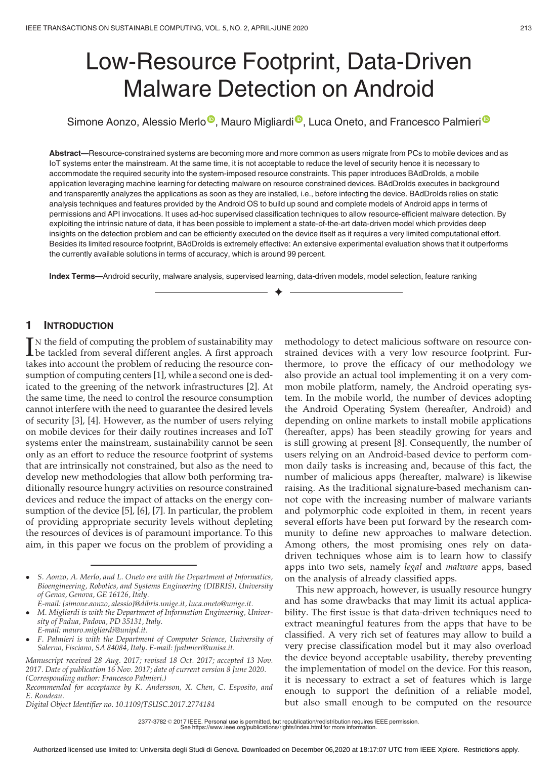# Low-Resource Footprint, Data-Driven Malware Detection on Android

Simone Aonzo, Alessio Merlo, Mauro Migliardi, Luca Oneto, and Francesco Palmieri

**Abstract**—Resource-constrained systems are becoming more and more common as users migrate from PCs to mobile devices and as IoT systems enter the mainstream. At the same time, it is not acceptable to reduce the level of security hence it is necessary to accommodate the required security into the system-imposed resource constraints. This paper introduces BAdDroIds, a mobile application leveraging machine learning for detecting malware on resource constrained devices. BAdDroIds executes in background and transparently analyzes the applications as soon as they are installed, i.e., before infecting the device. BAdDroIds relies on static analysis techniques and features provided by the Android OS to build up sound and complete models of Android apps in terms of permissions and API invocations. It uses ad-hoc supervised classification techniques to allow resource-efficient malware detection. By exploiting the intrinsic nature of data, it has been possible to implement a state-of-the-art data-driven model which provides deep insights on the detection problem and can be efficiently executed on the device itself as it requires a very limited computational effort. Besides its limited resource footprint, BAdDroIds is extremely effective: An extensive experimental evaluation shows that it outperforms the currently available solutions in terms of accuracy, which is around 99 percent.

**Index Terms**—Android security, malware analysis, supervised learning, data-driven models, model selection, feature ranking

## 1 Introduction

In the field of computing the problem of sustainability may be tackled from several different angles. A first approach takes into account the problem of reducing the resource consumption of computing centers [1], while a second one is dedicated to the greening of the network infrastructures [2]. At the same time, the need to control the resource consumption cannot interfere with the need to guarantee the desired levels of security [3], [4]. However, as the number of users relying on mobile devices for their daily routines increases and IoT systems enter the mainstream, sustainability cannot be seen only as an effort to reduce the resource footprint of systems that are intrinsically not constrained, but also as the need to develop new methodologies that allow both performing traditionally resource hungry activities on resource constrained devices and reduce the impact of attacks on the energy consumption of the device [5], [6], [7]. In particular, the problem of providing appropriate security levels without depleting the resources of devices is of paramount importance. To this aim, in this paper we focus on the problem of providing a methodology to detect malicious software on resource constrained devices with a very low resource footprint. Furthermore, to prove the efficacy of our methodology we also provide an actual tool implementing it on a very common mobile platform, namely, the Android operating system. In the mobile world, the number of devices adopting the Android Operating System (hereafter, Android) and depending on online markets to install mobile applications (hereafter, apps) has been steadily growing for years and is still growing at present [8]. Consequently, the number of users relying on an Android-based device to perform common daily tasks is increasing and, because of this fact, the number of malicious apps (hereafter, malware) is likewise raising. As the traditional signature-based mechanism cannot cope with the increasing number of malware variants and polymorphic code exploited in them, in recent years several efforts have been put forward by the research community to define new approaches to malware detection. Among others, the most promising ones rely on data-driven techniques whose aim is to learn how to classify apps into two sets, namely *legal* and *malware* apps, based on the analysis of already classified apps.

This new approach, however, is usually resource hungry and has some drawbacks that may limit its actual applicability. The first issue is that data-driven techniques need to extract meaningful features from the apps that have to be classified. A very rich set of features may allow to build a very precise classification model but it may also overload the device beyond acceptable usability, thereby preventing the implementation of model on the device. For this reason, it is necessary to extract a set of features which is large enough to support the definition of a reliable model, but also small enough to be computed on the resource

---

- S. Aonzo, A. Merlo, and L. Oneto are with the Department of Informatics, Bioengineering, Robotics, and Systems Engineering (DIBRIS), University of Genoa, Genova, GE 16126, Italy.
  E-mail: {simone.aonzo, alessio}@dibris.unige.it, luca.oneto@unige.it.
- M. Migliardi is with the Department of Information Engineering, University of Padua, Padova, PD 35131, Italy.
  E-mail: mauro.migliardi@unipd.it.
- F. Palmieri is with the Department of Computer Science, University of Salerno, Fisciano, SA 84084, Italy. E-mail: fpalmieri@unisa.it.

*Manuscript received 28 Aug. 2017; revised 18 Oct. 2017; accepted 13 Nov. 2017. Date of publication 16 Nov. 2017; date of current version 8 June 2020. (Corresponding author: Francesco Palmieri.)*
*Recommended for acceptance by K. Andersson, X. Chen, C. Esposito, and E. Rondeau.*
*Digital Object Identifier no. 10.1109/TSUSC.2017.2774184*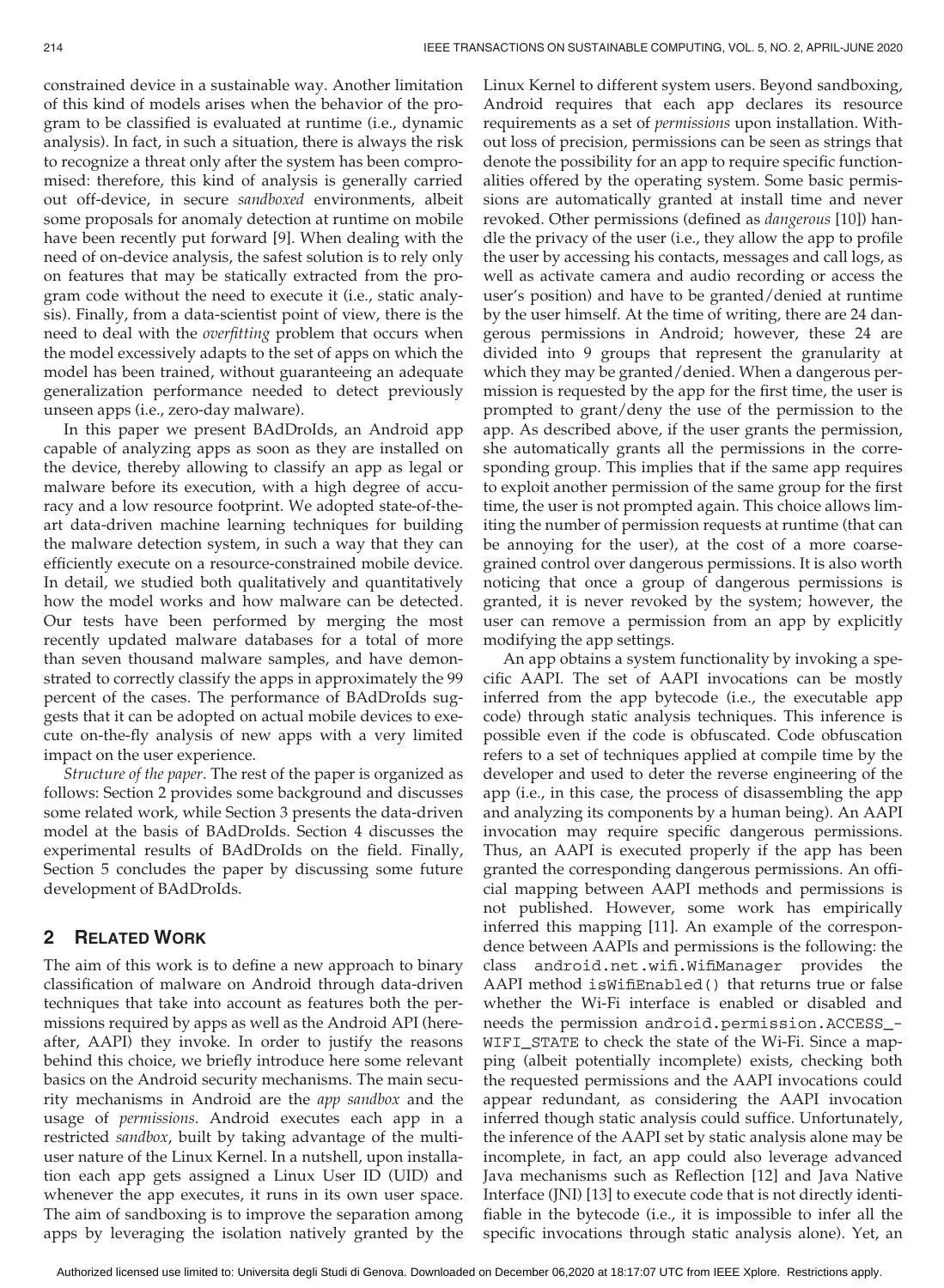constrained device in a sustainable way. Another limitation of this kind of models arises when the behavior of the program to be classified is evaluated at runtime (i.e., dynamic analysis). In fact, in such a situation, there is always the risk to recognize a threat only after the system has been compromised: therefore, this kind of analysis is generally carried out off-device, in secure *sandboxed* environments, albeit some proposals for anomaly detection at runtime on mobile have been recently put forward [9]. When dealing with the need of on-device analysis, the safest solution is to rely only on features that may be statically extracted from the program code without the need to execute it (i.e., static analysis). Finally, from a data-scientist point of view, there is the need to deal with the *overfitting* problem that occurs when the model excessively adapts to the set of apps on which the model has been trained, without guaranteeing an adequate generalization performance needed to detect previously unseen apps (i.e., zero-day malware).

In this paper we present BAdDroIds, an Android app capable of analyzing apps as soon as they are installed on the device, thereby allowing to classify an app as legal or malware before its execution, with a high degree of accuracy and a low resource footprint. We adopted state-of-the-art data-driven machine learning techniques for building the malware detection system, in such a way that they can efficiently execute on a resource-constrained mobile device. In detail, we studied both qualitatively and quantitatively how the model works and how malware can be detected. Our tests have been performed by merging the most recently updated malware databases for a total of more than seven thousand malware samples, and have demonstrated to correctly classify the apps in approximately the 99 percent of the cases. The performance of BAdDroIds suggests that it can be adopted on actual mobile devices to execute on-the-fly analysis of new apps with a very limited impact on the user experience.

*Structure of the paper*. The rest of the paper is organized as follows: Section 2 provides some background and discusses some related work, while Section 3 presents the data-driven model at the basis of BAdDroIds. Section 4 discusses the experimental results of BAdDroIds on the field. Finally, Section 5 concludes the paper by discussing some future development of BAdDroIds.

## 2 Related Work

The aim of this work is to define a new approach to binary classification of malware on Android through data-driven techniques that take into account as features both the permissions required by apps as well as the Android API (hereafter, AAPI) they invoke. In order to justify the reasons behind this choice, we briefly introduce here some relevant basics on the Android security mechanisms. The main security mechanisms in Android are the *app sandbox* and the usage of *permissions*. Android executes each app in a restricted *sandbox*, built by taking advantage of the multi-user nature of the Linux Kernel. In a nutshell, upon installation each app gets assigned a Linux User ID (UID) and whenever the app executes, it runs in its own user space. The aim of sandboxing is to improve the separation among apps by leveraging the isolation natively granted by the Linux Kernel to different system users. Beyond sandboxing, Android requires that each app declares its resource requirements as a set of *permissions* upon installation. Without loss of precision, permissions can be seen as strings that denote the possibility for an app to require specific functionalities offered by the operating system. Some basic permissions are automatically granted at install time and never revoked. Other permissions (defined as *dangerous* [10]) handle the privacy of the user (i.e., they allow the app to profile the user by accessing his contacts, messages and call logs, as well as activate camera and audio recording or access the user's position) and have to be granted/denied at runtime by the user himself. At the time of writing, there are 24 dangerous permissions in Android; however, these 24 are divided into 9 groups that represent the granularity at which they may be granted/denied. When a dangerous permission is requested by the app for the first time, the user is prompted to grant/deny the use of the permission to the app. As described above, if the user grants the permission, she automatically grants all the permissions in the corresponding group. This implies that if the same app requires to exploit another permission of the same group for the first time, the user is not prompted again. This choice allows limiting the number of permission requests at runtime (that can be annoying for the user), at the cost of a more coarse-grained control over dangerous permissions. It is also worth noticing that once a group of dangerous permissions is granted, it is never revoked by the system; however, the user can remove a permission from an app by explicitly modifying the app settings.

An app obtains a system functionality by invoking a specific AAPI. The set of AAPI invocations can be mostly inferred from the app bytecode (i.e., the executable app code) through static analysis techniques. This inference is possible even if the code is obfuscated. Code obfuscation refers to a set of techniques applied at compile time by the developer and used to deter the reverse engineering of the app (i.e., in this case, the process of disassembling the app and analyzing its components by a human being). An AAPI invocation may require specific dangerous permissions. Thus, an AAPI is executed properly if the app has been granted the corresponding dangerous permissions. An official mapping between AAPI methods and permissions is not published. However, some work has empirically inferred this mapping [11]. An example of the correspondence between AAPIs and permissions is the following: the class `android.net.wifi.WifiManager` provides the AAPI method `isWifiEnabled()` that returns true or false whether the Wi-Fi interface is enabled or disabled and needs the permission `android.permission.ACCESS_WIFI_STATE` to check the state of the Wi-Fi. Since a mapping (albeit potentially incomplete) exists, checking both the requested permissions and the AAPI invocations could appear redundant, as considering the AAPI invocation inferred though static analysis could suffice. Unfortunately, the inference of the AAPI set by static analysis alone may be incomplete, in fact, an app could also leverage advanced Java mechanisms such as Reflection [12] and Java Native Interface (JNI) [13] to execute code that is not directly identifiable in the bytecode (i.e., it is impossible to infer all the specific invocations through static analysis alone). Yet, an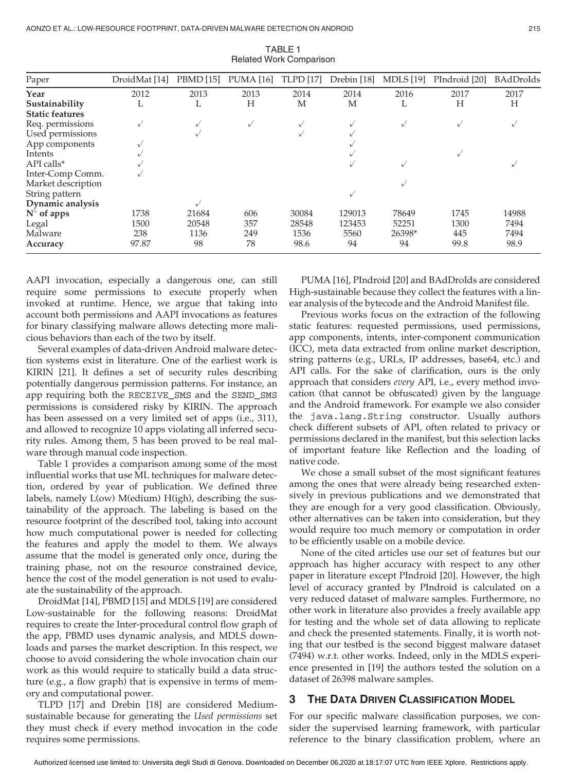TABLE 1
Related Work Comparison

| Paper | DroidMat [14] | PBMD [15] | PUMA [16] | TLPD [17] | Drebin [18] | MDLS [19] | PIndroid [20] | BAdDroIds |
|---|---|---|---|---|---|---|---|---|
| **Year** | 2012 | 2013 | 2013 | 2014 | 2014 | 2016 | 2017 | 2017 |
| **Sustainability** | L | L | H | M | M | L | H | H |
| **Static features** | | | | | | | | |
| Req. permissions | ✓ | ✓ | ✓ | ✓ | ✓ | ✓ | ✓ | ✓ |
| Used permissions | | ✓ | | ✓ | ✓ | | | |
| App components | ✓ | | | | ✓ | | | |
| Intents | ✓ | | | | ✓ | | ✓ | |
| API calls* | ✓ | | | | ✓ | ✓ | | ✓ |
| Inter-Comp Comm. | ✓ | | | | | | | |
| Market description | | | | | | ✓ | | |
| String pattern | | | | | ✓ | | | |
| **Dynamic analysis** | | ✓ | | | | | | |
| **N° of apps** | 1738 | 21684 | 606 | 30084 | 129013 | 78649 | 1745 | 14988 |
| Legal | 1500 | 20548 | 357 | 28548 | 123453 | 52251 | 1300 | 7494 |
| Malware | 238 | 1136 | 249 | 1536 | 5560 | 26398* | 445 | 7494 |
| **Accuracy** | 97.87 | 98 | 78 | 98.6 | 94 | 94 | 99.8 | 98.9 |

AAPI invocation, especially a dangerous one, can still require some permissions to execute properly when invoked at runtime. Hence, we argue that taking into account both permissions and AAPI invocations as features for binary classifying malware allows detecting more malicious behaviors than each of the two by itself.

Several examples of data-driven Android malware detection systems exist in literature. One of the earliest work is KIRIN [21]. It defines a set of security rules describing potentially dangerous permission patterns. For instance, an app requiring both the RECEIVE_SMS and the SEND_SMS permissions is considered risky by KIRIN. The approach has been assessed on a very limited set of apps (i.e., 311), and allowed to recognize 10 apps violating all inferred security rules. Among them, 5 has been proved to be real malware through manual code inspection.

Table 1 provides a comparison among some of the most influential works that use ML techniques for malware detection, ordered by year of publication. We defined three labels, namely L(ow) M(edium) H(igh), describing the sustainability of the approach. The labeling is based on the resource footprint of the described tool, taking into account how much computational power is needed for collecting the features and apply the model to them. We always assume that the model is generated only once, during the training phase, not on the resource constrained device, hence the cost of the model generation is not used to evaluate the sustainability of the approach.

DroidMat [14], PBMD [15] and MDLS [19] are considered Low-sustainable for the following reasons: DroidMat requires to create the Inter-procedural control flow graph of the app, PBMD uses dynamic analysis, and MDLS downloads and parses the market description. In this respect, we choose to avoid considering the whole invocation chain our work as this would require to statically build a data structure (e.g., a flow graph) that is expensive in terms of memory and computational power.

TLPD [17] and Drebin [18] are considered Medium-sustainable because for generating the *Used permissions* set they must check if every method invocation in the code requires some permissions.

PUMA [16], PIndroid [20] and BAdDroIds are considered High-sustainable because they collect the features with a linear analysis of the bytecode and the Android Manifest file.

Previous works focus on the extraction of the following static features: requested permissions, used permissions, app components, intents, inter-component communication (ICC), meta data extracted from online market description, string patterns (e.g., URLs, IP addresses, base64, etc.) and API calls. For the sake of clarification, ours is the only approach that considers *every* API, i.e., every method invocation (that cannot be obfuscated) given by the language and the Android framework. For example we also consider the `java.lang.String` constructor. Usually authors check different subsets of API, often related to privacy or permissions declared in the manifest, but this selection lacks of important feature like Reflection and the loading of native code.

We chose a small subset of the most significant features among the ones that were already being researched extensively in previous publications and we demonstrated that they are enough for a very good classification. Obviously, other alternatives can be taken into consideration, but they would require too much memory or computation in order to be efficiently usable on a mobile device.

None of the cited articles use our set of features but our approach has higher accuracy with respect to any other paper in literature except PIndroid [20]. However, the high level of accuracy granted by PIndroid is calculated on a very reduced dataset of malware samples. Furthermore, no other work in literature also provides a freely available app for testing and the whole set of data allowing to replicate and check the presented statements. Finally, it is worth noting that our testbed is the second biggest malware dataset (7494) w.r.t. other works. Indeed, only in the MDLS experience presented in [19] the authors tested the solution on a dataset of 26398 malware samples.

## 3 The Data Driven Classification Model

For our specific malware classification purposes, we consider the supervised learning framework, with particular reference to the binary classification problem, where an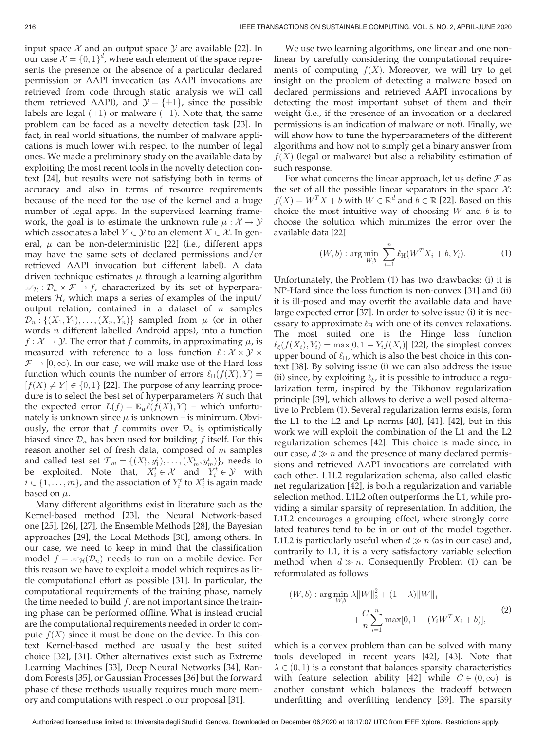input space $\mathcal{X}$ and an output space $\mathcal{Y}$ are available [22]. In our case $\mathcal{X} = \{0,1\}^d$, where each element of the space represents the presence or the absence of a particular declared permission or AAPI invocation (as AAPI invocations are retrieved from code through static analysis we will call them retrieved AAPI), and $\mathcal{Y} = \{\pm 1\}$, since the possible labels are legal $(+1)$ or malware $(-1)$. Note that, the same problem can be faced as a novelty detection task [23]. In fact, in real world situations, the number of malware applications is much lower with respect to the number of legal ones. We made a preliminary study on the available data by exploiting the most recent tools in the novelty detection context [24], but results were not satisfying both in terms of accuracy and also in terms of resource requirements because of the need for the use of the kernel and a huge number of legal apps. In the supervised learning framework, the goal is to estimate the unknown rule $\mu : \mathcal{X} \to \mathcal{Y}$ which associates a label $Y \in \mathcal{Y}$ to an element $X \in \mathcal{X}$. In general, $\mu$ can be non-deterministic [22] (i.e., different apps may have the same sets of declared permissions and/or retrieved AAPI invocation but different label). A data driven technique estimates $\mu$ through a learning algorithm $\mathscr{A}_{\mathcal{H}} : \mathcal{D}_n \times \mathcal{F} \to f$, characterized by its set of hyperparameters $\mathcal{H}$, which maps a series of examples of the input/output relation, contained in a dataset of $n$ samples $\mathcal{D}_n : \{(X_1, Y_1), \ldots, (X_n, Y_n)\}$ sampled from $\mu$ (or in other words $n$ different labelled Android apps), into a function $f : \mathcal{X} \to \mathcal{Y}$. The error that $f$ commits, in approximating $\mu$, is measured with reference to a loss function $\ell : \mathcal{X} \times \mathcal{Y} \times \mathcal{F} \to [0, \infty)$. In our case, we will make use of the Hard loss function which counts the number of errors $\ell_{\mathrm{H}}(f(X), Y) = [f(X) \neq Y] \in \{0, 1\}$ [22]. The purpose of any learning procedure is to select the best set of hyperparameters $\mathcal{H}$ such that the expected error $L(f) = \mathbb{E}_\mu \ell(f(X), Y)$ – which unfortunately is unknown since $\mu$ is unknown – is minimum. Obviously, the error that $f$ commits over $\mathcal{D}_n$ is optimistically biased since $\mathcal{D}_n$ has been used for building $f$ itself. For this reason another set of fresh data, composed of $m$ samples and called test set $\mathcal{T}_m = \{(X_1^t, y_1^t), \ldots, (X_m^t, y_m^t)\}$, needs to be exploited. Note that, $X_i^t \in \mathcal{X}$ and $Y_i^t \in \mathcal{Y}$ with $i \in \{1, \ldots, m\}$, and the association of $Y_i^t$ to $X_i^t$ is again made based on $\mu$.

Many different algorithms exist in literature such as the Kernel-based method [23], the Neural Network-based one [25], [26], [27], the Ensemble Methods [28], the Bayesian approaches [29], the Local Methods [30], among others. In our case, we need to keep in mind that the classification model $f = \mathscr{A}_{\mathcal{H}}(\mathcal{D}_n)$ needs to run on a mobile device. For this reason we have to exploit a model which requires as little computational effort as possible [31]. In particular, the computational requirements of the training phase, namely the time needed to build $f$, are not important since the training phase can be performed offline. What is instead crucial are the computational requirements needed in order to compute $f(X)$ since it must be done on the device. In this context Kernel-based method are usually the best suited choice [32], [31]. Other alternatives exist such as Extreme Learning Machines [33], Deep Neural Networks [34], Random Forests [35], or Gaussian Processes [36] but the forward phase of these methods usually requires much more memory and computations with respect to our proposal [31].

We use two learning algorithms, one linear and one nonlinear by carefully considering the computational requirements of computing $f(X)$. Moreover, we will try to get insight on the problem of detecting a malware based on declared permissions and retrieved AAPI invocations by detecting the most important subset of them and their weight (i.e., if the presence of an invocation or a declared permissions is an indication of malware or not). Finally, we will show how to tune the hyperparameters of the different algorithms and how not to simply get a binary answer from $f(X)$ (legal or malware) but also a reliability estimation of such response.

For what concerns the linear approach, let us define $\mathcal{F}$ as the set of all the possible linear separators in the space $\mathcal{X}$: $f(X) = W^T X + b$ with $W \in \mathbb{R}^d$ and $b \in \mathbb{R}$ [22]. Based on this choice the most intuitive way of choosing $W$ and $b$ is to choose the solution which minimizes the error over the available data [22]

$$(W, b) : \arg\min_{W,b} \sum_{i=1}^{n} \ell_{\mathrm{H}}(W^T X_i + b, Y_i). \tag{1}$$

Unfortunately, the Problem (1) has two drawbacks: (i) it is NP-Hard since the loss function is non-convex [31] and (ii) it is ill-posed and may overfit the available data and have large expected error [37]. In order to solve issue (i) it is necessary to approximate $\ell_{\mathrm{H}}$ with one of its convex relaxations. The most suited one is the Hinge loss function $\ell_\xi(f(X_i), Y_i) = \max[0, 1 - Y_i f(X_i)]$ [22], the simplest convex upper bound of $\ell_{\mathrm{H}}$, which is also the best choice in this context [38]. By solving issue (i) we can also address the issue (ii) since, by exploiting $\ell_\xi$, it is possible to introduce a regularization term, inspired by the Tikhonov regularization principle [39], which allows to derive a well posed alternative to Problem (1). Several regularization terms exists, form the L1 to the L2 and Lp norms [40], [41], [42], but in this work we will exploit the combination of the L1 and the L2 regularization schemes [42]. This choice is made since, in our case, $d \gg n$ and the presence of many declared permissions and retrieved AAPI invocations are correlated with each other. L1L2 regularization schema, also called elastic net regularization [42], is both a regularization and variable selection method. L1L2 often outperforms the L1, while providing a similar sparsity of representation. In addition, the L1L2 encourages a grouping effect, where strongly correlated features tend to be in or out of the model together. L1L2 is particularly useful when $d \gg n$ (as in our case) and, contrarily to L1, it is a very satisfactory variable selection method when $d \gg n$. Consequently Problem (1) can be reformulated as follows:

$$(W, b) : \arg\min_{W,b} \lambda \|W\|_2^2 + (1 - \lambda)\|W\|_1 + \frac{C}{n} \sum_{i=1}^{n} \max[0, 1 - (Y_i W^T X_i + b)], \tag{2}$$

which is a convex problem than can be solved with many tools developed in recent years [42], [43]. Note that $\lambda \in (0, 1)$ is a constant that balances sparsity characteristics with feature selection ability [42] while $C \in (0, \infty)$ is another constant which balances the tradeoff between underfitting and overfitting tendency [39]. The sparsity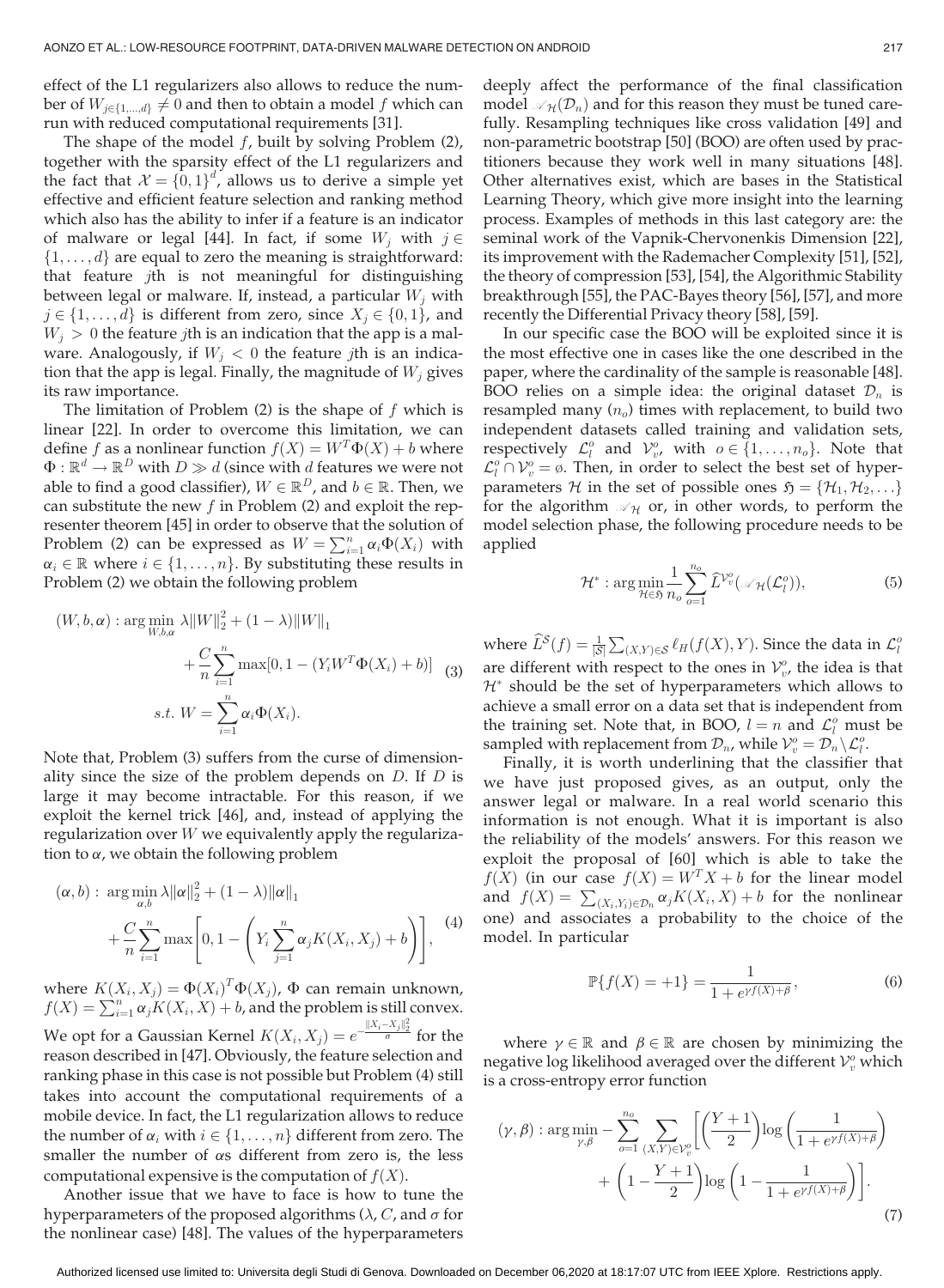effect of the L1 regularizers also allows to reduce the number of $W_{j\in\{1,\ldots,d\}} \neq 0$ and then to obtain a model $f$ which can run with reduced computational requirements [31].

The shape of the model $f$, built by solving Problem (2), together with the sparsity effect of the L1 regularizers and the fact that $\mathcal{X} = \{0,1\}^d$, allows us to derive a simple yet effective and efficient feature selection and ranking method which also has the ability to infer if a feature is an indicator of malware or legal [44]. In fact, if some $W_j$ with $j \in \{1,\ldots,d\}$ are equal to zero the meaning is straightforward: that feature $j$th is not meaningful for distinguishing between legal or malware. If, instead, a particular $W_j$ with $j \in \{1,\ldots,d\}$ is different from zero, since $X_j \in \{0,1\}$, and $W_j > 0$ the feature $j$th is an indication that the app is a malware. Analogously, if $W_j < 0$ the feature $j$th is an indication that the app is legal. Finally, the magnitude of $W_j$ gives its raw importance.

The limitation of Problem (2) is the shape of $f$ which is linear [22]. In order to overcome this limitation, we can define $f$ as a nonlinear function $f(X) = W^T\Phi(X) + b$ where $\Phi : \mathbb{R}^d \rightarrow \mathbb{R}^D$ with $D \gg d$ (since with $d$ features we were not able to find a good classifier), $W \in \mathbb{R}^D$, and $b \in \mathbb{R}$. Then, we can substitute the new $f$ in Problem (2) and exploit the representer theorem [45] in order to observe that the solution of Problem (2) can be expressed as $W = \sum_{i=1}^{n} \alpha_i \Phi(X_i)$ with $\alpha_i \in \mathbb{R}$ where $i \in \{1,\ldots,n\}$. By substituting these results in Problem (2) we obtain the following problem

$$
\begin{aligned}
(W,b,\alpha) : \arg\min_{W,b,\alpha} \; & \lambda\|W\|_2^2 + (1-\lambda)\|W\|_1 \\
& + \frac{C}{n}\sum_{i=1}^{n} \max[0, 1 - (Y_i W^T\Phi(X_i) + b)] \\
s.t. \; & W = \sum_{i=1}^{n} \alpha_i \Phi(X_i).
\end{aligned}
\tag{3}
$$

Note that, Problem (3) suffers from the curse of dimensionality since the size of the problem depends on $D$. If $D$ is large it may become intractable. For this reason, if we exploit the kernel trick [46], and, instead of applying the regularization over $W$ we equivalently apply the regularization to $\alpha$, we obtain the following problem

$$
\begin{aligned}
(\alpha,b) : \; & \arg\min_{\alpha,b} \lambda\|\alpha\|_2^2 + (1-\lambda)\|\alpha\|_1 \\
& + \frac{C}{n}\sum_{i=1}^{n} \max\left[0, 1 - \left(Y_i \sum_{j=1}^{n} \alpha_j K(X_i,X_j) + b\right)\right],
\end{aligned}
\tag{4}
$$

where $K(X_i,X_j) = \Phi(X_i)^T\Phi(X_j)$, $\Phi$ can remain unknown, $f(X) = \sum_{i=1}^{n} \alpha_j K(X_i,X) + b$, and the problem is still convex. We opt for a Gaussian Kernel $K(X_i,X_j) = e^{-\frac{\|X_i - X_j\|_2^2}{\sigma}}$ for the reason described in [47]. Obviously, the feature selection and ranking phase in this case is not possible but Problem (4) still takes into account the computational requirements of a mobile device. In fact, the L1 regularization allows to reduce the number of $\alpha_i$ with $i \in \{1,\ldots,n\}$ different from zero. The smaller the number of $\alpha$s different from zero is, the less computational expensive is the computation of $f(X)$.

Another issue that we have to face is how to tune the hyperparameters of the proposed algorithms ($\lambda$, $C$, and $\sigma$ for the nonlinear case) [48]. The values of the hyperparameters deeply affect the performance of the final classification model $\mathscr{A}_{\mathcal{H}}(\mathcal{D}_n)$ and for this reason they must be tuned carefully. Resampling techniques like cross validation [49] and non-parametric bootstrap [50] (BOO) are often used by practitioners because they work well in many situations [48]. Other alternatives exist, which are bases in the Statistical Learning Theory, which give more insight into the learning process. Examples of methods in this last category are: the seminal work of the Vapnik-Chervonenkis Dimension [22], its improvement with the Rademacher Complexity [51], [52], the theory of compression [53], [54], the Algorithmic Stability breakthrough [55], the PAC-Bayes theory [56], [57], and more recently the Differential Privacy theory [58], [59].

In our specific case the BOO will be exploited since it is the most effective one in cases like the one described in the paper, where the cardinality of the sample is reasonable [48]. BOO relies on a simple idea: the original dataset $\mathcal{D}_n$ is resampled many ($n_o$) times with replacement, to build two independent datasets called training and validation sets, respectively $\mathcal{L}_l^o$ and $\mathcal{V}_v^o$, with $o \in \{1,\ldots,n_o\}$. Note that $\mathcal{L}_l^o \cap \mathcal{V}_v^o = \emptyset$. Then, in order to select the best set of hyperparameters $\mathcal{H}$ in the set of possible ones $\mathfrak{H} = \{\mathcal{H}_1, \mathcal{H}_2, \ldots\}$ for the algorithm $\mathscr{A}_{\mathcal{H}}$ or, in other words, to perform the model selection phase, the following procedure needs to be applied

$$
\mathcal{H}^* : \arg\min_{\mathcal{H}\in\mathfrak{H}} \frac{1}{n_o}\sum_{o=1}^{n_o} \widehat{L}^{\mathcal{V}_v^o}(\mathscr{A}_{\mathcal{H}}(\mathcal{L}_l^o)),
\tag{5}
$$

where $\widehat{L}^{\mathcal{S}}(f) = \frac{1}{|\mathcal{S}|}\sum_{(X,Y)\in\mathcal{S}} \ell_H(f(X),Y)$. Since the data in $\mathcal{L}_l^o$ are different with respect to the ones in $\mathcal{V}_v^o$, the idea is that $\mathcal{H}^*$ should be the set of hyperparameters which allows to achieve a small error on a data set that is independent from the training set. Note that, in BOO, $l = n$ and $\mathcal{L}_l^o$ must be sampled with replacement from $\mathcal{D}_n$, while $\mathcal{V}_v^o = \mathcal{D}_n \setminus \mathcal{L}_l^o$.

Finally, it is worth underlining that the classifier that we have just proposed gives, as an output, only the answer legal or malware. In a real world scenario this information is not enough. What it is important is also the reliability of the models' answers. For this reason we exploit the proposal of [60] which is able to take the $f(X)$ (in our case $f(X) = W^TX + b$ for the linear model and $f(X) = \sum_{(X_i,Y_i)\in\mathcal{D}_n} \alpha_j K(X_i,X) + b$ for the nonlinear one) and associates a probability to the choice of the model. In particular

$$
\mathbb{P}\{f(X) = +1\} = \frac{1}{1 + e^{\gamma f(X) + \beta}},
\tag{6}
$$

where $\gamma \in \mathbb{R}$ and $\beta \in \mathbb{R}$ are chosen by minimizing the negative log likelihood averaged over the different $\mathcal{V}_v^o$ which is a cross-entropy error function

$$
\begin{aligned}
(\gamma,\beta) : \arg\min_{\gamma,\beta} - \sum_{o=1}^{n_o} \sum_{(X,Y)\in\mathcal{V}_v^o} \Bigg[ & \left(\frac{Y+1}{2}\right)\log\left(\frac{1}{1+e^{\gamma f(X)+\beta}}\right) \\
& + \left(1 - \frac{Y+1}{2}\right)\log\left(1 - \frac{1}{1+e^{\gamma f(X)+\beta}}\right)\Bigg].
\end{aligned}
\tag{7}
$$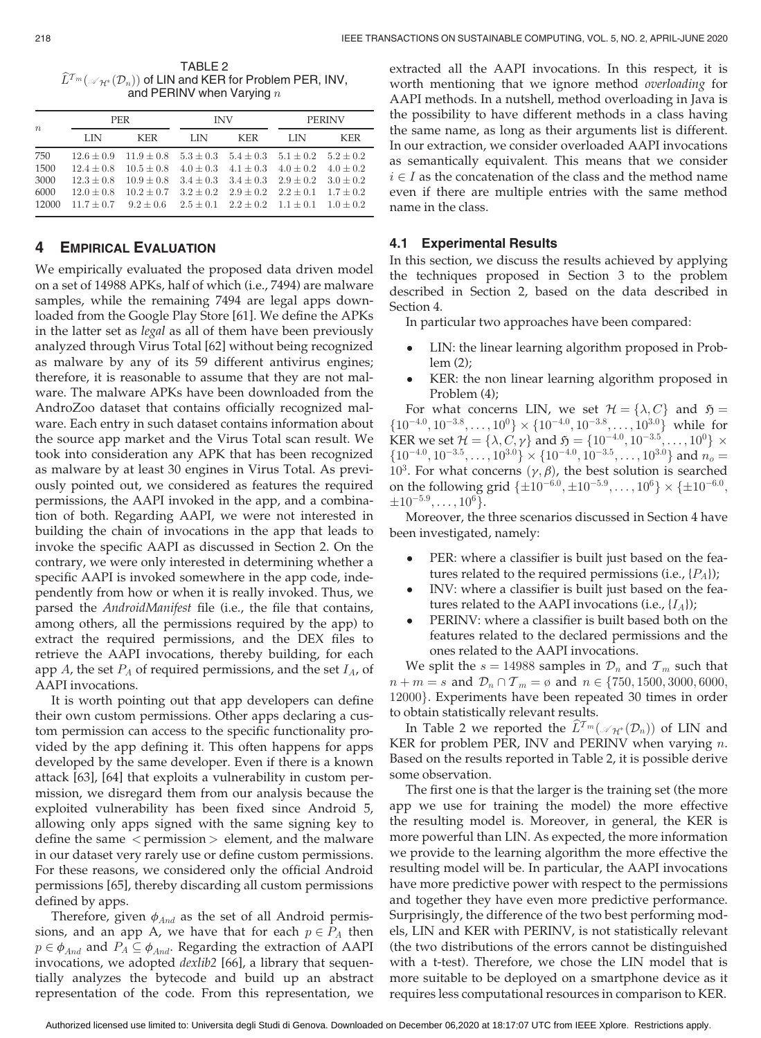TABLE 2
$\widehat{L}^{\mathcal{T}_m}(\mathscr{A}_{\mathcal{H}^*}(\mathcal{D}_n))$ of LIN and KER for Problem PER, INV, and PERINV when Varying $n$

| $n$ | PER | | INV | | PERINV | |
|---|---|---|---|---|---|---|
| | LIN | KER | LIN | KER | LIN | KER |
| 750 | $12.6 \pm 0.9$ | $11.9 \pm 0.8$ | $5.3 \pm 0.3$ | $5.4 \pm 0.3$ | $5.1 \pm 0.2$ | $5.2 \pm 0.2$ |
| 1500 | $12.4 \pm 0.8$ | $10.5 \pm 0.8$ | $4.0 \pm 0.3$ | $4.1 \pm 0.3$ | $4.0 \pm 0.2$ | $4.0 \pm 0.2$ |
| 3000 | $12.3 \pm 0.8$ | $10.9 \pm 0.8$ | $3.4 \pm 0.3$ | $3.4 \pm 0.3$ | $2.9 \pm 0.2$ | $3.0 \pm 0.2$ |
| 6000 | $12.0 \pm 0.8$ | $10.2 \pm 0.7$ | $3.2 \pm 0.2$ | $2.9 \pm 0.2$ | $2.2 \pm 0.1$ | $1.7 \pm 0.2$ |
| 12000 | $11.7 \pm 0.7$ | $9.2 \pm 0.6$ | $2.5 \pm 0.1$ | $2.2 \pm 0.2$ | $1.1 \pm 0.1$ | $1.0 \pm 0.2$ |

## 4 Empirical Evaluation

We empirically evaluated the proposed data driven model on a set of 14988 APKs, half of which (i.e., 7494) are malware samples, while the remaining 7494 are legal apps downloaded from the Google Play Store [61]. We define the APKs in the latter set as *legal* as all of them have been previously analyzed through Virus Total [62] without being recognized as malware by any of its 59 different antivirus engines; therefore, it is reasonable to assume that they are not malware. The malware APKs have been downloaded from the AndroZoo dataset that contains officially recognized malware. Each entry in such dataset contains information about the source app market and the Virus Total scan result. We took into consideration any APK that has been recognized as malware by at least 30 engines in Virus Total. As previously pointed out, we considered as features the required permissions, the AAPI invoked in the app, and a combination of both. Regarding AAPI, we were not interested in building the chain of invocations in the app that leads to invoke the specific AAPI as discussed in Section 2. On the contrary, we were only interested in determining whether a specific AAPI is invoked somewhere in the app code, independently from how or when it is really invoked. Thus, we parsed the *AndroidManifest* file (i.e., the file that contains, among others, all the permissions required by the app) to extract the required permissions, and the DEX files to retrieve the AAPI invocations, thereby building, for each app $A$, the set $P_A$ of required permissions, and the set $I_A$, of AAPI invocations.

It is worth pointing out that app developers can define their own custom permissions. Other apps declaring a custom permission can access to the specific functionality provided by the app defining it. This often happens for apps developed by the same developer. Even if there is a known attack [63], [64] that exploits a vulnerability in custom permission, we disregard them from our analysis because the exploited vulnerability has been fixed since Android 5, allowing only apps signed with the same signing key to define the same < permission > element, and the malware in our dataset very rarely use or define custom permissions. For these reasons, we considered only the official Android permissions [65], thereby discarding all custom permissions defined by apps.

Therefore, given $\phi_{And}$ as the set of all Android permissions, and an app A, we have that for each $p \in P_A$ then $p \in \phi_{And}$ and $P_A \subseteq \phi_{And}$. Regarding the extraction of AAPI invocations, we adopted *dexlib2* [66], a library that sequentially analyzes the bytecode and build up an abstract representation of the code. From this representation, we extracted all the AAPI invocations. In this respect, it is worth mentioning that we ignore method *overloading* for AAPI methods. In a nutshell, method overloading in Java is the possibility to have different methods in a class having the same name, as long as their arguments list is different. In our extraction, we consider overloaded AAPI invocations as semantically equivalent. This means that we consider $i \in I$ as the concatenation of the class and the method name even if there are multiple entries with the same method name in the class.

### 4.1 Experimental Results

In this section, we discuss the results achieved by applying the techniques proposed in Section 3 to the problem described in Section 2, based on the data described in Section 4.

In particular two approaches have been compared:

- LIN: the linear learning algorithm proposed in Problem (2);
- KER: the non linear learning algorithm proposed in Problem (4);

For what concerns LIN, we set $\mathcal{H} = \{\lambda, C\}$ and $\mathfrak{H} = \{10^{-4.0}, 10^{-3.8}, \dots, 10^{0}\} \times \{10^{-4.0}, 10^{-3.8}, \dots, 10^{3.0}\}$ while for KER we set $\mathcal{H} = \{\lambda, C, \gamma\}$ and $\mathfrak{H} = \{10^{-4.0}, 10^{-3.5}, \dots, 10^{0}\} \times \{10^{-4.0}, 10^{-3.5}, \dots, 10^{3.0}\} \times \{10^{-4.0}, 10^{-3.5}, \dots, 10^{3.0}\}$ and $n_o = 10^3$. For what concerns $(\gamma, \beta)$, the best solution is searched on the following grid $\{\pm 10^{-6.0}, \pm 10^{-5.9}, \dots, 10^{6}\} \times \{\pm 10^{-6.0}, \pm 10^{-5.9}, \dots, 10^{6}\}$.

Moreover, the three scenarios discussed in Section 4 have been investigated, namely:

- PER: where a classifier is built just based on the features related to the required permissions (i.e., $\{P_A\}$);
- INV: where a classifier is built just based on the features related to the AAPI invocations (i.e., $\{I_A\}$);
- PERINV: where a classifier is built based both on the features related to the declared permissions and the ones related to the AAPI invocations.

We split the $s = 14988$ samples in $\mathcal{D}_n$ and $\mathcal{T}_m$ such that $n + m = s$ and $\mathcal{D}_n \cap \mathcal{T}_m = \emptyset$ and $n \in \{750, 1500, 3000, 6000, 12000\}$. Experiments have been repeated 30 times in order to obtain statistically relevant results.

In Table 2 we reported the $\widehat{L}^{\mathcal{T}_m}(\mathscr{A}_{\mathcal{H}^*}(\mathcal{D}_n))$ of LIN and KER for problem PER, INV and PERINV when varying $n$. Based on the results reported in Table 2, it is possible derive some observation.

The first one is that the larger is the training set (the more app we use for training the model) the more effective the resulting model is. Moreover, in general, the KER is more powerful than LIN. As expected, the more information we provide to the learning algorithm the more effective the resulting model will be. In particular, the AAPI invocations have more predictive power with respect to the permissions and together they have even more predictive performance. Surprisingly, the difference of the two best performing models, LIN and KER with PERINV, is not statistically relevant (the two distributions of the errors cannot be distinguished with a t-test). Therefore, we chose the LIN model that is more suitable to be deployed on a smartphone device as it requires less computational resources in comparison to KER.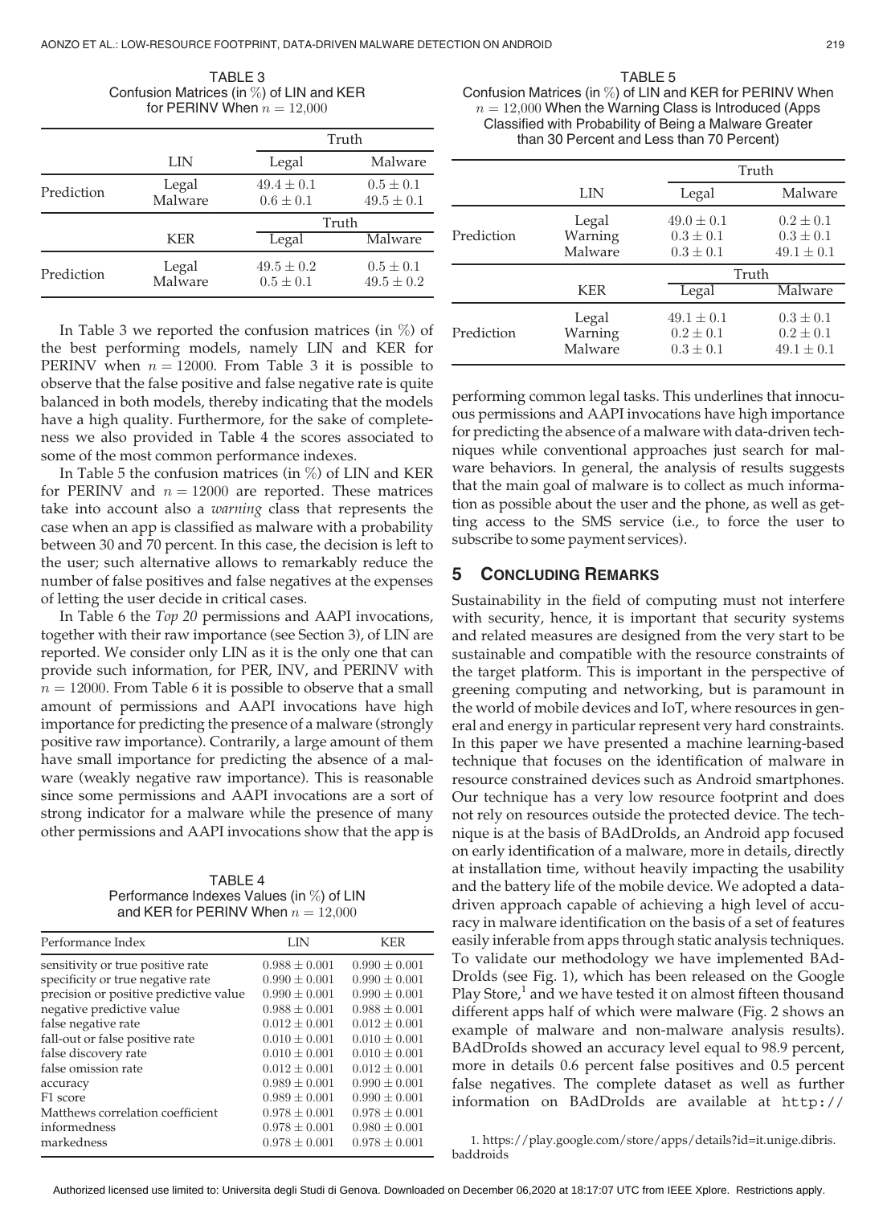TABLE 3
Confusion Matrices (in %) of LIN and KER for PERINV When $n = 12{,}000$

| | LIN | Truth: Legal | Truth: Malware |
|---|---|---|---|
| Prediction | Legal | $49.4 \pm 0.1$ | $0.5 \pm 0.1$ |
| | Malware | $0.6 \pm 0.1$ | $49.5 \pm 0.1$ |
| | **KER** | **Truth: Legal** | **Truth: Malware** |
| Prediction | Legal | $49.5 \pm 0.2$ | $0.5 \pm 0.1$ |
| | Malware | $0.5 \pm 0.1$ | $49.5 \pm 0.2$ |

In Table 3 we reported the confusion matrices (in %) of the best performing models, namely LIN and KER for PERINV when $n = 12000$. From Table 3 it is possible to observe that the false positive and false negative rate is quite balanced in both models, thereby indicating that the models have a high quality. Furthermore, for the sake of completeness we also provided in Table 4 the scores associated to some of the most common performance indexes.

In Table 5 the confusion matrices (in %) of LIN and KER for PERINV and $n = 12000$ are reported. These matrices take into account also a *warning* class that represents the case when an app is classified as malware with a probability between 30 and 70 percent. In this case, the decision is left to the user; such alternative allows to remarkably reduce the number of false positives and false negatives at the expenses of letting the user decide in critical cases.

In Table 6 the *Top 20* permissions and AAPI invocations, together with their raw importance (see Section 3), of LIN are reported. We consider only LIN as it is the only one that can provide such information, for PER, INV, and PERINV with $n = 12000$. From Table 6 it is possible to observe that a small amount of permissions and AAPI invocations have high importance for predicting the presence of a malware (strongly positive raw importance). Contrarily, a large amount of them have small importance for predicting the absence of a malware (weakly negative raw importance). This is reasonable since some permissions and AAPI invocations are a sort of strong indicator for a malware while the presence of many other permissions and AAPI invocations show that the app is performing common legal tasks. This underlines that innocuous permissions and AAPI invocations have high importance for predicting the absence of a malware with data-driven techniques while conventional approaches just search for malware behaviors. In general, the analysis of results suggests that the main goal of malware is to collect as much information as possible about the user and the phone, as well as getting access to the SMS service (i.e., to force the user to subscribe to some payment services).

TABLE 4
Performance Indexes Values (in %) of LIN and KER for PERINV When $n = 12{,}000$

| Performance Index | LIN | KER |
|---|---|---|
| sensitivity or true positive rate | $0.988 \pm 0.001$ | $0.990 \pm 0.001$ |
| specificity or true negative rate | $0.990 \pm 0.001$ | $0.990 \pm 0.001$ |
| precision or positive predictive value | $0.990 \pm 0.001$ | $0.990 \pm 0.001$ |
| negative predictive value | $0.988 \pm 0.001$ | $0.988 \pm 0.001$ |
| false negative rate | $0.012 \pm 0.001$ | $0.012 \pm 0.001$ |
| fall-out or false positive rate | $0.010 \pm 0.001$ | $0.010 \pm 0.001$ |
| false discovery rate | $0.010 \pm 0.001$ | $0.010 \pm 0.001$ |
| false omission rate | $0.012 \pm 0.001$ | $0.012 \pm 0.001$ |
| accuracy | $0.989 \pm 0.001$ | $0.990 \pm 0.001$ |
| F1 score | $0.989 \pm 0.001$ | $0.990 \pm 0.001$ |
| Matthews correlation coefficient | $0.978 \pm 0.001$ | $0.978 \pm 0.001$ |
| informedness | $0.978 \pm 0.001$ | $0.980 \pm 0.001$ |
| markedness | $0.978 \pm 0.001$ | $0.978 \pm 0.001$ |

TABLE 5
Confusion Matrices (in %) of LIN and KER for PERINV When $n = 12{,}000$ When the Warning Class is Introduced (Apps Classified with Probability of Being a Malware Greater than 30 Percent and Less than 70 Percent)

| | LIN | Truth: Legal | Truth: Malware |
|---|---|---|---|
| Prediction | Legal | $49.0 \pm 0.1$ | $0.2 \pm 0.1$ |
| | Warning | $0.3 \pm 0.1$ | $0.3 \pm 0.1$ |
| | Malware | $0.3 \pm 0.1$ | $49.1 \pm 0.1$ |
| | **KER** | **Truth: Legal** | **Truth: Malware** |
| Prediction | Legal | $49.1 \pm 0.1$ | $0.3 \pm 0.1$ |
| | Warning | $0.2 \pm 0.1$ | $0.2 \pm 0.1$ |
| | Malware | $0.3 \pm 0.1$ | $49.1 \pm 0.1$ |

## 5 Concluding Remarks

Sustainability in the field of computing must not interfere with security, hence, it is important that security systems and related measures are designed from the very start to be sustainable and compatible with the resource constraints of the target platform. This is important in the perspective of greening computing and networking, but is paramount in the world of mobile devices and IoT, where resources in general and energy in particular represent very hard constraints. In this paper we have presented a machine learning-based technique that focuses on the identification of malware in resource constrained devices such as Android smartphones. Our technique has a very low resource footprint and does not rely on resources outside the protected device. The technique is at the basis of BAdDroIds, an Android app focused on early identification of a malware, more in details, directly at installation time, without heavily impacting the usability and the battery life of the mobile device. We adopted a data-driven approach capable of achieving a high level of accuracy in malware identification on the basis of a set of features easily inferable from apps through static analysis techniques. To validate our methodology we have implemented BAdDroIds (see Fig. 1), which has been released on the Google Play Store,[1] and we have tested it on almost fifteen thousand different apps half of which were malware (Fig. 2 shows an example of malware and non-malware analysis results). BAdDroIds showed an accuracy level equal to 98.9 percent, more in details 0.6 percent false positives and 0.5 percent false negatives. The complete dataset as well as further information on BAdDroIds are available at http://

1. https://play.google.com/store/apps/details?id=it.unige.dibris.baddroids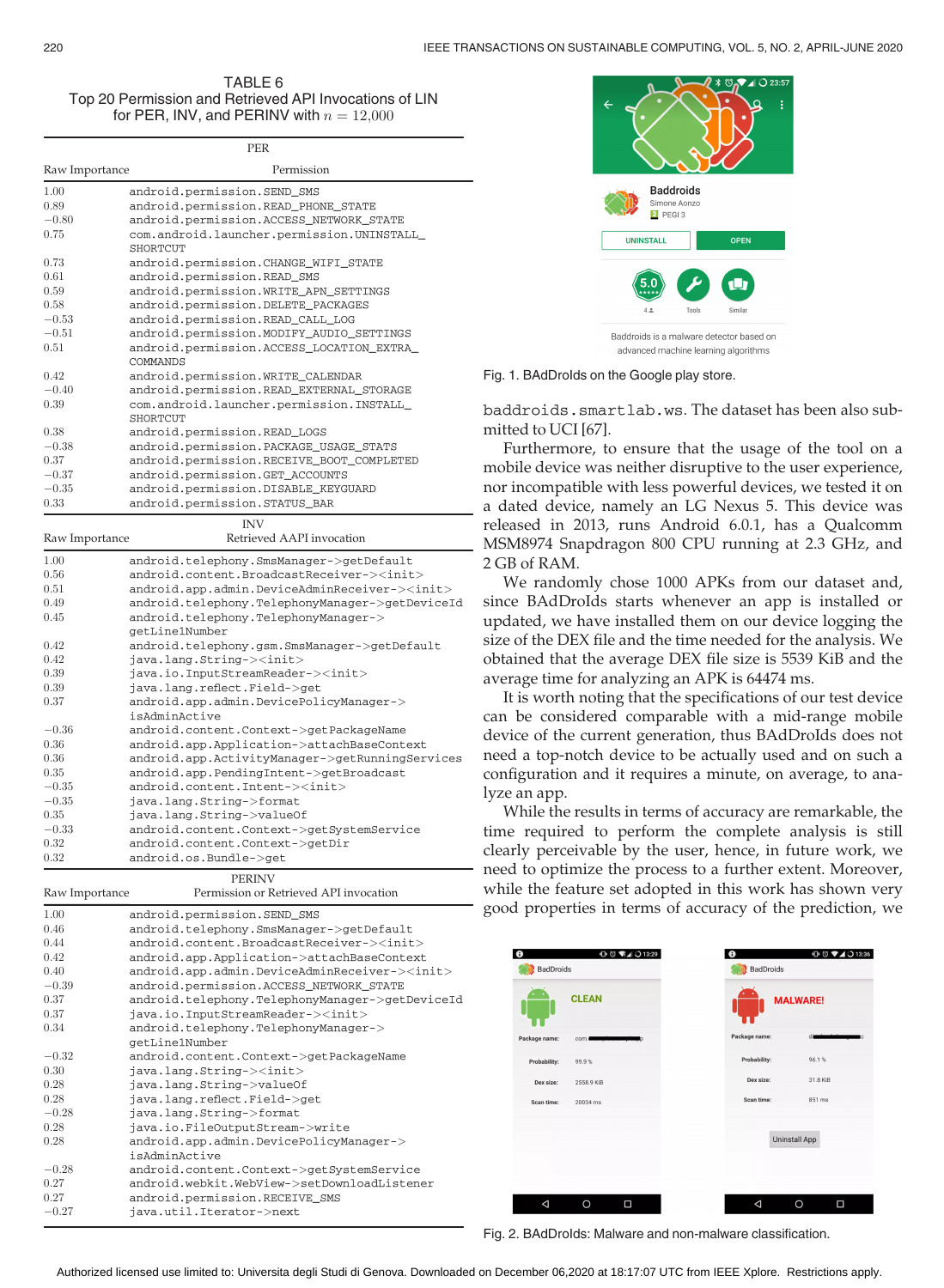TABLE 6
Top 20 Permission and Retrieved API Invocations of LIN for PER, INV, and PERINV with $n = 12{,}000$

| PER | |
|---|---|
| Raw Importance | Permission |
| 1.00 | android.permission.SEND_SMS |
| 0.89 | android.permission.READ_PHONE_STATE |
| −0.80 | android.permission.ACCESS_NETWORK_STATE |
| 0.75 | com.android.launcher.permission.UNINSTALL_SHORTCUT |
| 0.73 | android.permission.CHANGE_WIFI_STATE |
| 0.61 | android.permission.READ_SMS |
| 0.59 | android.permission.WRITE_APN_SETTINGS |
| 0.58 | android.permission.DELETE_PACKAGES |
| −0.53 | android.permission.READ_CALL_LOG |
| −0.51 | android.permission.MODIFY_AUDIO_SETTINGS |
| 0.51 | android.permission.ACCESS_LOCATION_EXTRA_COMMANDS |
| 0.42 | android.permission.WRITE_CALENDAR |
| −0.40 | android.permission.READ_EXTERNAL_STORAGE |
| 0.39 | com.android.launcher.permission.INSTALL_SHORTCUT |
| 0.38 | android.permission.READ_LOGS |
| −0.38 | android.permission.PACKAGE_USAGE_STATS |
| 0.37 | android.permission.RECEIVE_BOOT_COMPLETED |
| −0.37 | android.permission.GET_ACCOUNTS |
| −0.35 | android.permission.DISABLE_KEYGUARD |
| 0.33 | android.permission.STATUS_BAR |
| **INV** | |
| Raw Importance | Retrieved AAPI invocation |
| 1.00 | android.telephony.SmsManager->getDefault |
| 0.56 | android.content.BroadcastReceiver-><init> |
| 0.51 | android.app.admin.DeviceAdminReceiver-><init> |
| 0.49 | android.telephony.TelephonyManager->getDeviceId |
| 0.45 | android.telephony.TelephonyManager->getLine1Number |
| 0.42 | android.telephony.gsm.SmsManager->getDefault |
| 0.42 | java.lang.String-><init> |
| 0.39 | java.io.InputStreamReader-><init> |
| 0.39 | java.lang.reflect.Field->get |
| 0.37 | android.app.admin.DevicePolicyManager->isAdminActive |
| −0.36 | android.content.Context->getPackageName |
| 0.36 | android.app.Application->attachBaseContext |
| 0.36 | android.app.ActivityManager->getRunningServices |
| 0.35 | android.app.PendingIntent->getBroadcast |
| −0.35 | android.content.Intent-><init> |
| −0.35 | java.lang.String->format |
| 0.35 | java.lang.String->valueOf |
| −0.33 | android.content.Context->getSystemService |
| 0.32 | android.content.Context->getDir |
| 0.32 | android.os.Bundle->get |
| **PERINV** | |
| Raw Importance | Permission or Retrieved API invocation |
| 1.00 | android.permission.SEND_SMS |
| 0.46 | android.telephony.SmsManager->getDefault |
| 0.44 | android.content.BroadcastReceiver-><init> |
| 0.42 | android.app.Application->attachBaseContext |
| 0.40 | android.app.admin.DeviceAdminReceiver-><init> |
| −0.39 | android.permission.ACCESS_NETWORK_STATE |
| 0.37 | android.telephony.TelephonyManager->getDeviceId |
| 0.37 | java.io.InputStreamReader-><init> |
| 0.34 | android.telephony.TelephonyManager->getLine1Number |
| −0.32 | android.content.Context->getPackageName |
| 0.30 | java.lang.String-><init> |
| 0.28 | java.lang.String->valueOf |
| 0.28 | java.lang.reflect.Field->get |
| −0.28 | java.lang.String->format |
| 0.28 | java.io.FileOutputStream->write |
| 0.28 | android.app.admin.DevicePolicyManager->isAdminActive |
| −0.28 | android.content.Context->getSystemService |
| 0.27 | android.webkit.WebView->setDownloadListener |
| 0.27 | android.permission.RECEIVE_SMS |
| −0.27 | java.util.Iterator->next |

Fig. 1. BAdDroIds on the Google play store.

baddroids.smartlab.ws. The dataset has been also submitted to UCI [67].

Furthermore, to ensure that the usage of the tool on a mobile device was neither disruptive to the user experience, nor incompatible with less powerful devices, we tested it on a dated device, namely an LG Nexus 5. This device was released in 2013, runs Android 6.0.1, has a Qualcomm MSM8974 Snapdragon 800 CPU running at 2.3 GHz, and 2 GB of RAM.

We randomly chose 1000 APKs from our dataset and, since BAdDroIds starts whenever an app is installed or updated, we have installed them on our device logging the size of the DEX file and the time needed for the analysis. We obtained that the average DEX file size is 5539 KiB and the average time for analyzing an APK is 64474 ms.

It is worth noting that the specifications of our test device can be considered comparable with a mid-range mobile device of the current generation, thus BAdDroIds does not need a top-notch device to be actually used and on such a configuration and it requires a minute, on average, to analyze an app.

While the results in terms of accuracy are remarkable, the time required to perform the complete analysis is still clearly perceivable by the user, hence, in future work, we need to optimize the process to a further extent. Moreover, while the feature set adopted in this work has shown very good properties in terms of accuracy of the prediction, we

Fig. 2. BAdDroIds: Malware and non-malware classification.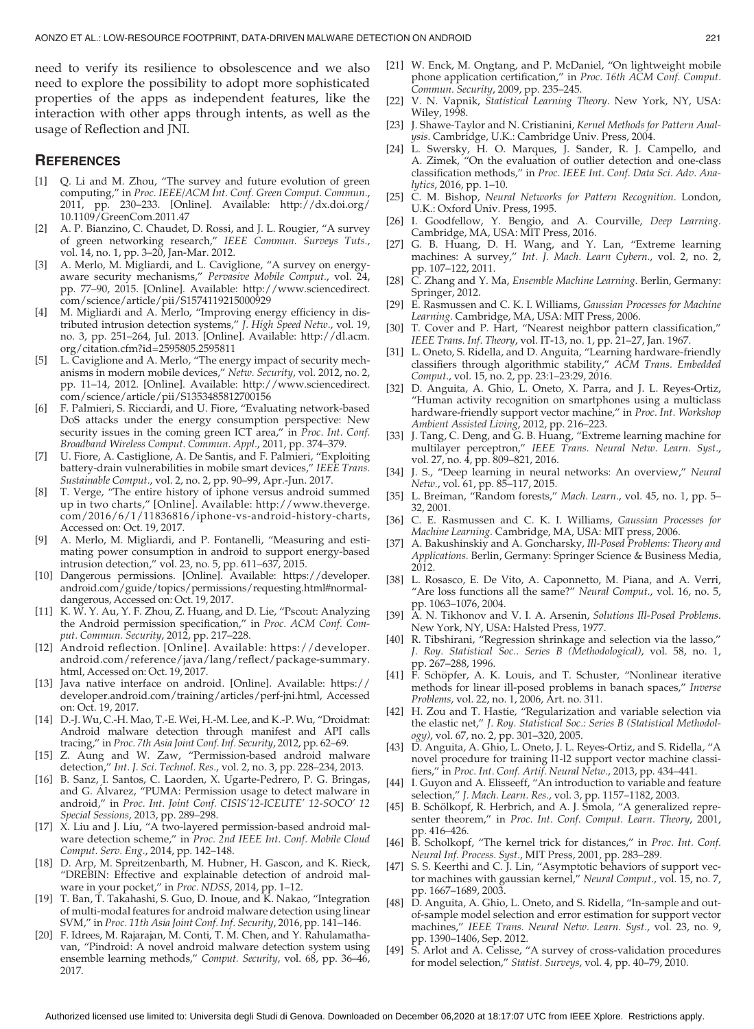need to verify its resilience to obsolescence and we also need to explore the possibility to adopt more sophisticated properties of the apps as independent features, like the interaction with other apps through intents, as well as the usage of Reflection and JNI.

## References

[1] Q. Li and M. Zhou, "The survey and future evolution of green computing," in *Proc. IEEE/ACM Int. Conf. Green Comput. Commun.*, 2011, pp. 230–233. [Online]. Available: http://dx.doi.org/10.1109/GreenCom.2011.47

[2] A. P. Bianzino, C. Chaudet, D. Rossi, and J. L. Rougier, "A survey of green networking research," *IEEE Commun. Surveys Tuts.*, vol. 14, no. 1, pp. 3–20, Jan-Mar. 2012.

[3] A. Merlo, M. Migliardi, and L. Caviglione, "A survey on energy-aware security mechanisms," *Pervasive Mobile Comput.*, vol. 24, pp. 77–90, 2015. [Online]. Available: http://www.sciencedirect.com/science/article/pii/S1574119215000929

[4] M. Migliardi and A. Merlo, "Improving energy efficiency in distributed intrusion detection systems," *J. High Speed Netw.*, vol. 19, no. 3, pp. 251–264, Jul. 2013. [Online]. Available: http://dl.acm.org/citation.cfm?id=2595805.2595811

[5] L. Caviglione and A. Merlo, "The energy impact of security mechanisms in modern mobile devices," *Netw. Security*, vol. 2012, no. 2, pp. 11–14, 2012. [Online]. Available: http://www.sciencedirect.com/science/article/pii/S1353485812700156

[6] F. Palmieri, S. Ricciardi, and U. Fiore, "Evaluating network-based DoS attacks under the energy consumption perspective: New security issues in the coming green ICT area," in *Proc. Int. Conf. Broadband Wireless Comput. Commun. Appl.*, 2011, pp. 374–379.

[7] U. Fiore, A. Castiglione, A. De Santis, and F. Palmieri, "Exploiting battery-drain vulnerabilities in mobile smart devices," *IEEE Trans. Sustainable Comput.*, vol. 2, no. 2, pp. 90–99, Apr.-Jun. 2017.

[8] T. Verge, "The entire history of iphone versus android summed up in two charts," [Online]. Available: http://www.theverge.com/2016/6/1/11836816/iphone-vs-android-history-charts, Accessed on: Oct. 19, 2017.

[9] A. Merlo, M. Migliardi, and P. Fontanelli, "Measuring and estimating power consumption in android to support energy-based intrusion detection," vol. 23, no. 5, pp. 611–637, 2015.

[10] Dangerous permissions. [Online]. Available: https://developer.android.com/guide/topics/permissions/requesting.html#normal-dangerous, Accessed on: Oct. 19, 2017.

[11] K. W. Y. Au, Y. F. Zhou, Z. Huang, and D. Lie, "Pscout: Analyzing the Android permission specification," in *Proc. ACM Conf. Comput. Commun. Security*, 2012, pp. 217–228.

[12] Android reflection. [Online]. Available: https://developer.android.com/reference/java/lang/reflect/package-summary.html, Accessed on: Oct. 19, 2017.

[13] Java native interface on android. [Online]. Available: https://developer.android.com/training/articles/perf-jni.html, Accessed on: Oct. 19, 2017.

[14] D.-J. Wu, C.-H. Mao, T.-E. Wei, H.-M. Lee, and K.-P. Wu, "Droidmat: Android malware detection through manifest and API calls tracing," in *Proc. 7th Asia Joint Conf. Inf. Security*, 2012, pp. 62–69.

[15] Z. Aung and W. Zaw, "Permission-based android malware detection," *Int. J. Sci. Technol. Res.*, vol. 2, no. 3, pp. 228–234, 2013.

[16] B. Sanz, I. Santos, C. Laorden, X. Ugarte-Pedrero, P. G. Bringas, and G. Álvarez, "PUMA: Permission usage to detect malware in android," in *Proc. Int. Joint Conf. CISIS'12-ICEUTE' 12-SOCO' 12 Special Sessions*, 2013, pp. 289–298.

[17] X. Liu and J. Liu, "A two-layered permission-based android malware detection scheme," in *Proc. 2nd IEEE Int. Conf. Mobile Cloud Comput. Serv. Eng.*, 2014, pp. 142–148.

[18] D. Arp, M. Spreitzenbarth, M. Hubner, H. Gascon, and K. Rieck, "DREBIN: Effective and explainable detection of android malware in your pocket," in *Proc. NDSS*, 2014, pp. 1–12.

[19] T. Ban, T. Takahashi, S. Guo, D. Inoue, and K. Nakao, "Integration of multi-modal features for android malware detection using linear SVM," in *Proc. 11th Asia Joint Conf. Inf. Security*, 2016, pp. 141–146.

[20] F. Idrees, M. Rajarajan, M. Conti, T. M. Chen, and Y. Rahulamathavan, "Pindroid: A novel android malware detection system using ensemble learning methods," *Comput. Security*, vol. 68, pp. 36–46, 2017.

[21] W. Enck, M. Ongtang, and P. McDaniel, "On lightweight mobile phone application certification," in *Proc. 16th ACM Conf. Comput. Commun. Security*, 2009, pp. 235–245.

[22] V. N. Vapnik, *Statistical Learning Theory*. New York, NY, USA: Wiley, 1998.

[23] J. Shawe-Taylor and N. Cristianini, *Kernel Methods for Pattern Analysis*. Cambridge, U.K.: Cambridge Univ. Press, 2004.

[24] L. Swersky, H. O. Marques, J. Sander, R. J. Campello, and A. Zimek, "On the evaluation of outlier detection and one-class classification methods," in *Proc. IEEE Int. Conf. Data Sci. Adv. Analytics*, 2016, pp. 1–10.

[25] C. M. Bishop, *Neural Networks for Pattern Recognition*. London, U.K.: Oxford Univ. Press, 1995.

[26] I. Goodfellow, Y. Bengio, and A. Courville, *Deep Learning*. Cambridge, MA, USA: MIT Press, 2016.

[27] G. B. Huang, D. H. Wang, and Y. Lan, "Extreme learning machines: A survey," *Int. J. Mach. Learn Cybern.*, vol. 2, no. 2, pp. 107–122, 2011.

[28] C. Zhang and Y. Ma, *Ensemble Machine Learning*. Berlin, Germany: Springer, 2012.

[29] E. Rasmussen and C. K. I. Williams, *Gaussian Processes for Machine Learning*. Cambridge, MA, USA: MIT Press, 2006.

[30] T. Cover and P. Hart, "Nearest neighbor pattern classification," *IEEE Trans. Inf. Theory*, vol. IT-13, no. 1, pp. 21–27, Jan. 1967.

[31] L. Oneto, S. Ridella, and D. Anguita, "Learning hardware-friendly classifiers through algorithmic stability," *ACM Trans. Embedded Comput.*, vol. 15, no. 2, pp. 23:1–23:29, 2016.

[32] D. Anguita, A. Ghio, L. Oneto, X. Parra, and J. L. Reyes-Ortiz, "Human activity recognition on smartphones using a multiclass hardware-friendly support vector machine," in *Proc. Int. Workshop Ambient Assisted Living*, 2012, pp. 216–223.

[33] J. Tang, C. Deng, and G. B. Huang, "Extreme learning machine for multilayer perceptron," *IEEE Trans. Neural Netw. Learn. Syst.*, vol. 27, no. 4, pp. 809–821, 2016.

[34] J. S., "Deep learning in neural networks: An overview," *Neural Netw.*, vol. 61, pp. 85–117, 2015.

[35] L. Breiman, "Random forests," *Mach. Learn.*, vol. 45, no. 1, pp. 5–32, 2001.

[36] C. E. Rasmussen and C. K. I. Williams, *Gaussian Processes for Machine Learning*. Cambridge, MA, USA: MIT press, 2006.

[37] A. Bakushinskiy and A. Goncharsky, *Ill-Posed Problems: Theory and Applications*. Berlin, Germany: Springer Science & Business Media, 2012.

[38] L. Rosasco, E. De Vito, A. Caponnetto, M. Piana, and A. Verri, "Are loss functions all the same?" *Neural Comput.*, vol. 16, no. 5, pp. 1063–1076, 2004.

[39] A. N. Tikhonov and V. I. A. Arsenin, *Solutions Ill-Posed Problems*. New York, NY, USA: Halsted Press, 1977.

[40] R. Tibshirani, "Regression shrinkage and selection via the lasso," *J. Roy. Statistical Soc.. Series B (Methodological)*, vol. 58, no. 1, pp. 267–288, 1996.

[41] F. Schöpfer, A. K. Louis, and T. Schuster, "Nonlinear iterative methods for linear ill-posed problems in banach spaces," *Inverse Problems*, vol. 22, no. 1, 2006, Art. no. 311.

[42] H. Zou and T. Hastie, "Regularization and variable selection via the elastic net," *J. Roy. Statistical Soc.: Series B (Statistical Methodology)*, vol. 67, no. 2, pp. 301–320, 2005.

[43] D. Anguita, A. Ghio, L. Oneto, J. L. Reyes-Ortiz, and S. Ridella, "A novel procedure for training l1-l2 support vector machine classifiers," in *Proc. Int. Conf. Artif. Neural Netw.*, 2013, pp. 434–441.

[44] I. Guyon and A. Elisseeff, "An introduction to variable and feature selection," *J. Mach. Learn. Res.*, vol. 3, pp. 1157–1182, 2003.

[45] B. Schölkopf, R. Herbrich, and A. J. Smola, "A generalized representer theorem," in *Proc. Int. Conf. Comput. Learn. Theory*, 2001, pp. 416–426.

[46] B. Scholkopf, "The kernel trick for distances," in *Proc. Int. Conf. Neural Inf. Process. Syst.*, MIT Press, 2001, pp. 283–289.

[47] S. S. Keerthi and C. J. Lin, "Asymptotic behaviors of support vector machines with gaussian kernel," *Neural Comput.*, vol. 15, no. 7, pp. 1667–1689, 2003.

[48] D. Anguita, A. Ghio, L. Oneto, and S. Ridella, "In-sample and out-of-sample model selection and error estimation for support vector machines," *IEEE Trans. Neural Netw. Learn. Syst.*, vol. 23, no. 9, pp. 1390–1406, Sep. 2012.

[49] S. Arlot and A. Celisse, "A survey of cross-validation procedures for model selection," *Statist. Surveys*, vol. 4, pp. 40–79, 2010.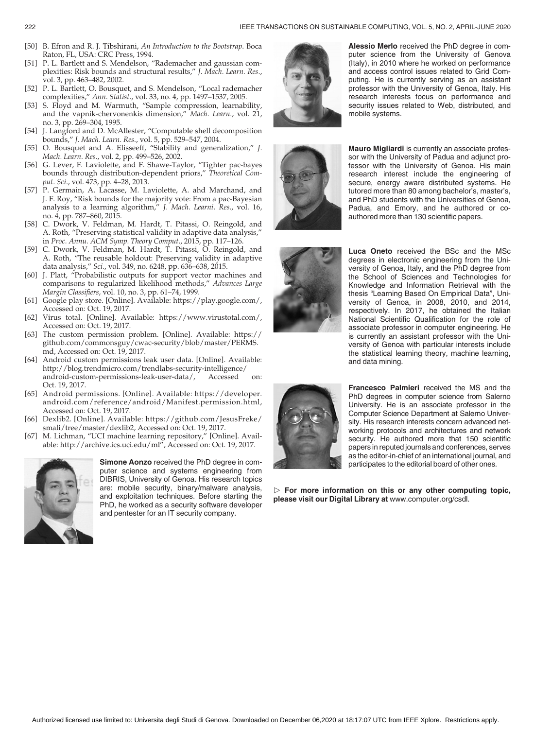[50] B. Efron and R. J. Tibshirani, *An Introduction to the Bootstrap*. Boca Raton, FL, USA: CRC Press, 1994.

[51] P. L. Bartlett and S. Mendelson, "Rademacher and gaussian complexities: Risk bounds and structural results," *J. Mach. Learn. Res.*, vol. 3, pp. 463–482, 2002.

[52] P. L. Bartlett, O. Bousquet, and S. Mendelson, "Local rademacher complexities," *Ann. Statist.*, vol. 33, no. 4, pp. 1497–1537, 2005.

[53] S. Floyd and M. Warmuth, "Sample compression, learnability, and the vapnik-chervonenkis dimension," *Mach. Learn.*, vol. 21, no. 3, pp. 269–304, 1995.

[54] J. Langford and D. McAllester, "Computable shell decomposition bounds," *J. Mach. Learn. Res.*, vol. 5, pp. 529–547, 2004.

[55] O. Bousquet and A. Elisseeff, "Stability and generalization," *J. Mach. Learn. Res.*, vol. 2, pp. 499–526, 2002.

[56] G. Lever, F. Laviolette, and F. Shawe-Taylor, "Tighter pac-bayes bounds through distribution-dependent priors," *Theoretical Comput. Sci.*, vol. 473, pp. 4–28, 2013.

[57] P. Germain, A. Lacasse, M. Laviolette, A. ahd Marchand, and J. F. Roy, "Risk bounds for the majority vote: From a pac-Bayesian analysis to a learning algorithm," *J. Mach. Learni. Res.*, vol. 16, no. 4, pp. 787–860, 2015.

[58] C. Dwork, V. Feldman, M. Hardt, T. Pitassi, O. Reingold, and A. Roth, "Preserving statistical validity in adaptive data analysis," in *Proc. Annu. ACM Symp. Theory Comput.*, 2015, pp. 117–126.

[59] C. Dwork, V. Feldman, M. Hardt, T. Pitassi, O. Reingold, and A. Roth, "The reusable holdout: Preserving validity in adaptive data analysis," *Sci.*, vol. 349, no. 6248, pp. 636–638, 2015.

[60] J. Platt, "Probabilistic outputs for support vector machines and comparisons to regularized likelihood methods," *Advances Large Margin Classifiers*, vol. 10, no. 3, pp. 61–74, 1999.

[61] Google play store. [Online]. Available: https://play.google.com/, Accessed on: Oct. 19, 2017.

[62] Virus total. [Online]. Available: https://www.virustotal.com/, Accessed on: Oct. 19, 2017.

[63] The custom permission problem. [Online]. Available: https://github.com/commonsguy/cwac-security/blob/master/PERMS.md, Accessed on: Oct. 19, 2017.

[64] Android custom permissions leak user data. [Online]. Available: http://blog.trendmicro.com/trendlabs-security-intelligence/android-custom-permissions-leak-user-data/, Accessed on: Oct. 19, 2017.

[65] Android permissions. [Online]. Available: https://developer.android.com/reference/android/Manifest.permission.html, Accessed on: Oct. 19, 2017.

[66] Dexlib2. [Online]. Available: https://github.com/JesusFreke/smali/tree/master/dexlib2, Accessed on: Oct. 19, 2017.

[67] M. Lichman, "UCI machine learning repository," [Online]. Available: http://archive.ics.uci.edu/ml", Accessed on: Oct. 19, 2017.

**Simone Aonzo** received the PhD degree in computer science and systems engineering from DIBRIS, University of Genoa. His research topics are: mobile security, binary/malware analysis, and exploitation techniques. Before starting the PhD, he worked as a security software developer and pentester for an IT security company.

**Alessio Merlo** received the PhD degree in computer science from the University of Genova (Italy), in 2010 where he worked on performance and access control issues related to Grid Computing. He is currently serving as an assistant professor with the University of Genoa, Italy. His research interests focus on performance and security issues related to Web, distributed, and mobile systems.

**Mauro Migliardi** is currently an associate professor with the University of Padua and adjunct professor with the University of Genoa. His main research interest include the engineering of secure, energy aware distributed systems. He tutored more than 80 among bachelor's, master's, and PhD students with the Universities of Genoa, Padua, and Emory, and he authored or coauthored more than 130 scientific papers.

**Luca Oneto** received the BSc and the MSc degrees in electronic engineering from the University of Genoa, Italy, and the PhD degree from the School of Sciences and Technologies for Knowledge and Information Retrieval with the thesis "Learning Based On Empirical Data", University of Genoa, in 2008, 2010, and 2014, respectively. In 2017, he obtained the Italian National Scientific Qualification for the role of associate professor in computer engineering. He is currently an assistant professor with the University of Genoa with particular interests include the statistical learning theory, machine learning, and data mining.

**Francesco Palmieri** received the MS and the PhD degrees in computer science from Salerno University. He is an associate professor in the Computer Science Department at Salerno University. His research interests concern advanced networking protocols and architectures and network security. He authored more that 150 scientific papers in reputed journals and conferences, serves as the editor-in-chief of an international journal, and participates to the editorial board of other ones.

▷ **For more information on this or any other computing topic, please visit our Digital Library at** www.computer.org/csdl.